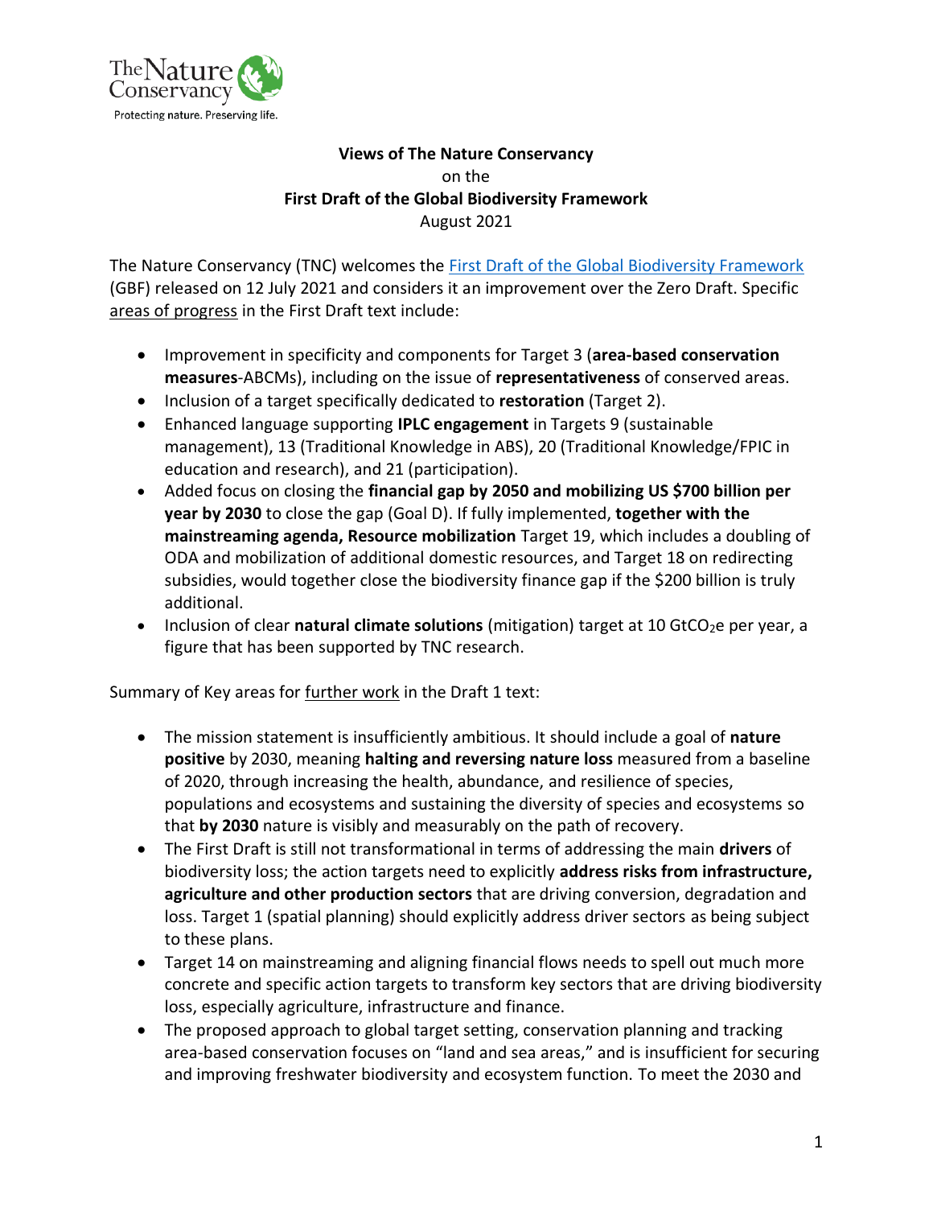**Views of The Nature Conservancy**
on the
**First Draft of the Global Biodiversity Framework**
August 2021

The Nature Conservancy (TNC) welcomes the [First Draft of the Global Biodiversity Framework] (GBF) released on 12 July 2021 and considers it an improvement over the Zero Draft. Specific areas of progress in the First Draft text include:

- Improvement in specificity and components for Target 3 (**area-based conservation measures**-ABCMs), including on the issue of **representativeness** of conserved areas.
- Inclusion of a target specifically dedicated to **restoration** (Target 2).
- Enhanced language supporting **IPLC engagement** in Targets 9 (sustainable management), 13 (Traditional Knowledge in ABS), 20 (Traditional Knowledge/FPIC in education and research), and 21 (participation).
- Added focus on closing the **financial gap by 2050 and mobilizing US $700 billion per year by 2030** to close the gap (Goal D). If fully implemented, **together with the mainstreaming agenda, Resource mobilization** Target 19, which includes a doubling of ODA and mobilization of additional domestic resources, and Target 18 on redirecting subsidies, would together close the biodiversity finance gap if the $200 billion is truly additional.
- Inclusion of clear **natural climate solutions** (mitigation) target at 10 $GtCO_2e$ per year, a figure that has been supported by TNC research.

Summary of Key areas for further work in the Draft 1 text:

- The mission statement is insufficiently ambitious. It should include a goal of **nature positive** by 2030, meaning **halting and reversing nature loss** measured from a baseline of 2020, through increasing the health, abundance, and resilience of species, populations and ecosystems and sustaining the diversity of species and ecosystems so that **by 2030** nature is visibly and measurably on the path of recovery.
- The First Draft is still not transformational in terms of addressing the main **drivers** of biodiversity loss; the action targets need to explicitly **address risks from infrastructure, agriculture and other production sectors** that are driving conversion, degradation and loss. Target 1 (spatial planning) should explicitly address driver sectors as being subject to these plans.
- Target 14 on mainstreaming and aligning financial flows needs to spell out much more concrete and specific action targets to transform key sectors that are driving biodiversity loss, especially agriculture, infrastructure and finance.
- The proposed approach to global target setting, conservation planning and tracking area-based conservation focuses on "land and sea areas," and is insufficient for securing and improving freshwater biodiversity and ecosystem function. To meet the 2030 and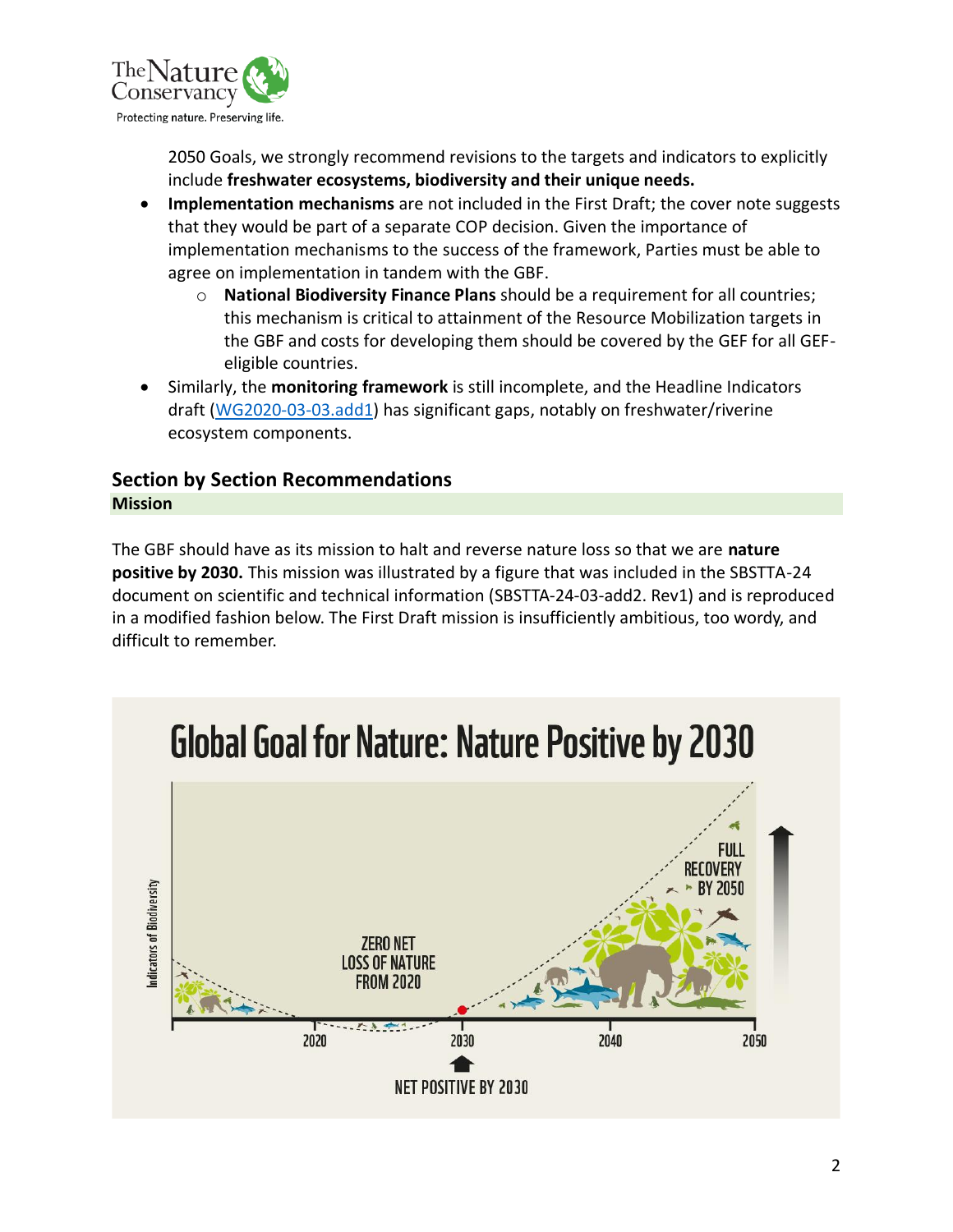2050 Goals, we strongly recommend revisions to the targets and indicators to explicitly include **freshwater ecosystems, biodiversity and their unique needs.**

- **Implementation mechanisms** are not included in the First Draft; the cover note suggests that they would be part of a separate COP decision. Given the importance of implementation mechanisms to the success of the framework, Parties must be able to agree on implementation in tandem with the GBF.
    - **National Biodiversity Finance Plans** should be a requirement for all countries; this mechanism is critical to attainment of the Resource Mobilization targets in the GBF and costs for developing them should be covered by the GEF for all GEF-eligible countries.
- Similarly, the **monitoring framework** is still incomplete, and the Headline Indicators draft (WG2020-03-03.add1) has significant gaps, notably on freshwater/riverine ecosystem components.

## Section by Section Recommendations

### Mission

The GBF should have as its mission to halt and reverse nature loss so that we are **nature positive by 2030.** This mission was illustrated by a figure that was included in the SBSTTA-24 document on scientific and technical information (SBSTTA-24-03-add2. Rev1) and is reproduced in a modified fashion below. The First Draft mission is insufficiently ambitious, too wordy, and difficult to remember.

**Global Goal for Nature: Nature Positive by 2030**

Indicators of Biodiversity

ZERO NET LOSS OF NATURE FROM 2020

FULL RECOVERY BY 2050

2020 | 2030 | 2040 | 2050

NET POSITIVE BY 2030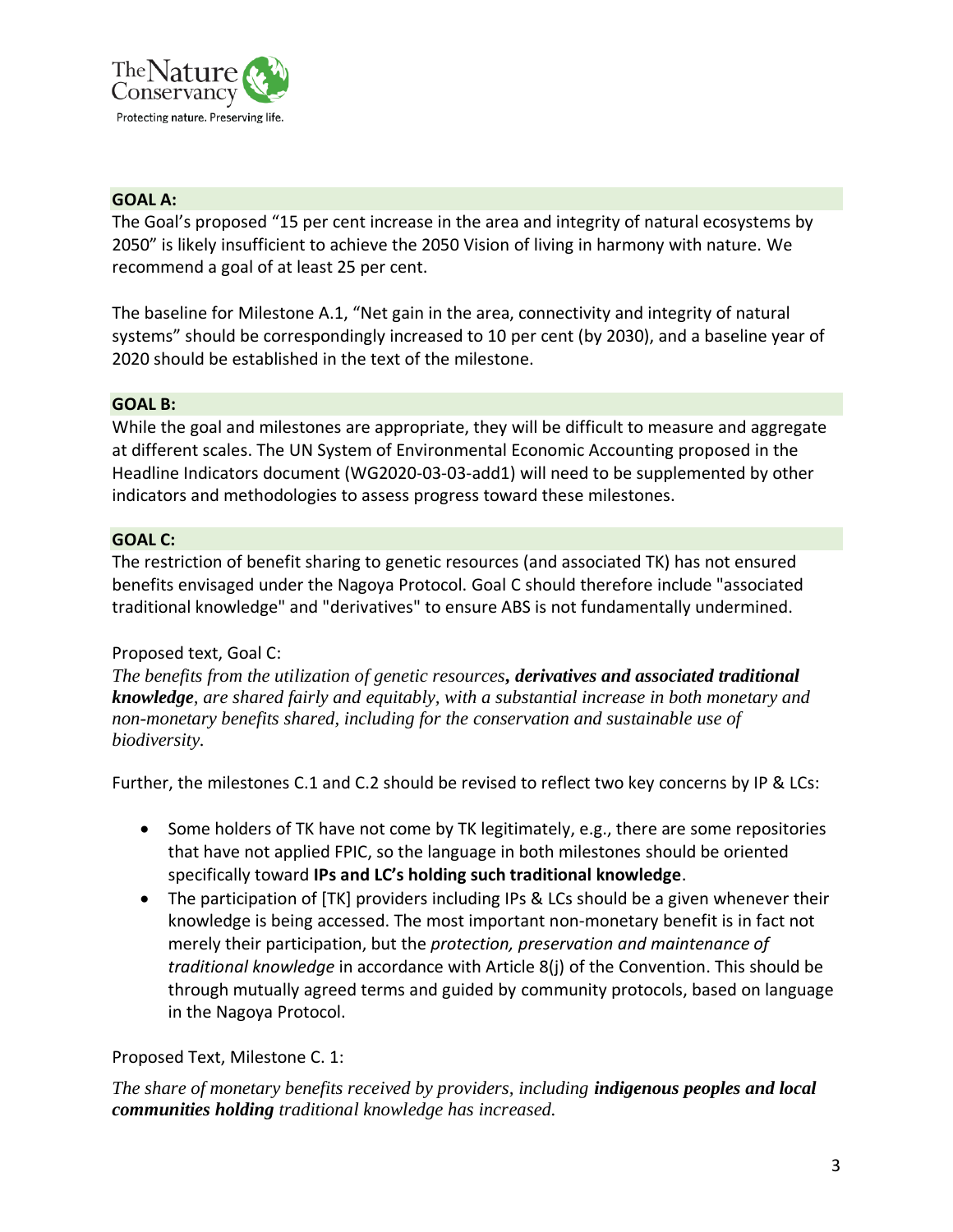## GOAL A:

The Goal's proposed "15 per cent increase in the area and integrity of natural ecosystems by 2050" is likely insufficient to achieve the 2050 Vision of living in harmony with nature. We recommend a goal of at least 25 per cent.

The baseline for Milestone A.1, "Net gain in the area, connectivity and integrity of natural systems" should be correspondingly increased to 10 per cent (by 2030), and a baseline year of 2020 should be established in the text of the milestone.

## GOAL B:

While the goal and milestones are appropriate, they will be difficult to measure and aggregate at different scales. The UN System of Environmental Economic Accounting proposed in the Headline Indicators document (WG2020-03-03-add1) will need to be supplemented by other indicators and methodologies to assess progress toward these milestones.

## GOAL C:

The restriction of benefit sharing to genetic resources (and associated TK) has not ensured benefits envisaged under the Nagoya Protocol. Goal C should therefore include "associated traditional knowledge" and "derivatives" to ensure ABS is not fundamentally undermined.

Proposed text, Goal C:

*The benefits from the utilization of genetic resources**, derivatives and associated traditional knowledge**, are shared fairly and equitably, with a substantial increase in both monetary and non-monetary benefits shared, including for the conservation and sustainable use of biodiversity.*

Further, the milestones C.1 and C.2 should be revised to reflect two key concerns by IP & LCs:

- Some holders of TK have not come by TK legitimately, e.g., there are some repositories that have not applied FPIC, so the language in both milestones should be oriented specifically toward **IPs and LC's holding such traditional knowledge**.
- The participation of [TK] providers including IPs & LCs should be a given whenever their knowledge is being accessed. The most important non-monetary benefit is in fact not merely their participation, but the *protection, preservation and maintenance of traditional knowledge* in accordance with Article 8(j) of the Convention. This should be through mutually agreed terms and guided by community protocols, based on language in the Nagoya Protocol.

Proposed Text, Milestone C. 1:

*The share of monetary benefits received by providers, including **indigenous peoples and local communities holding** traditional knowledge has increased.*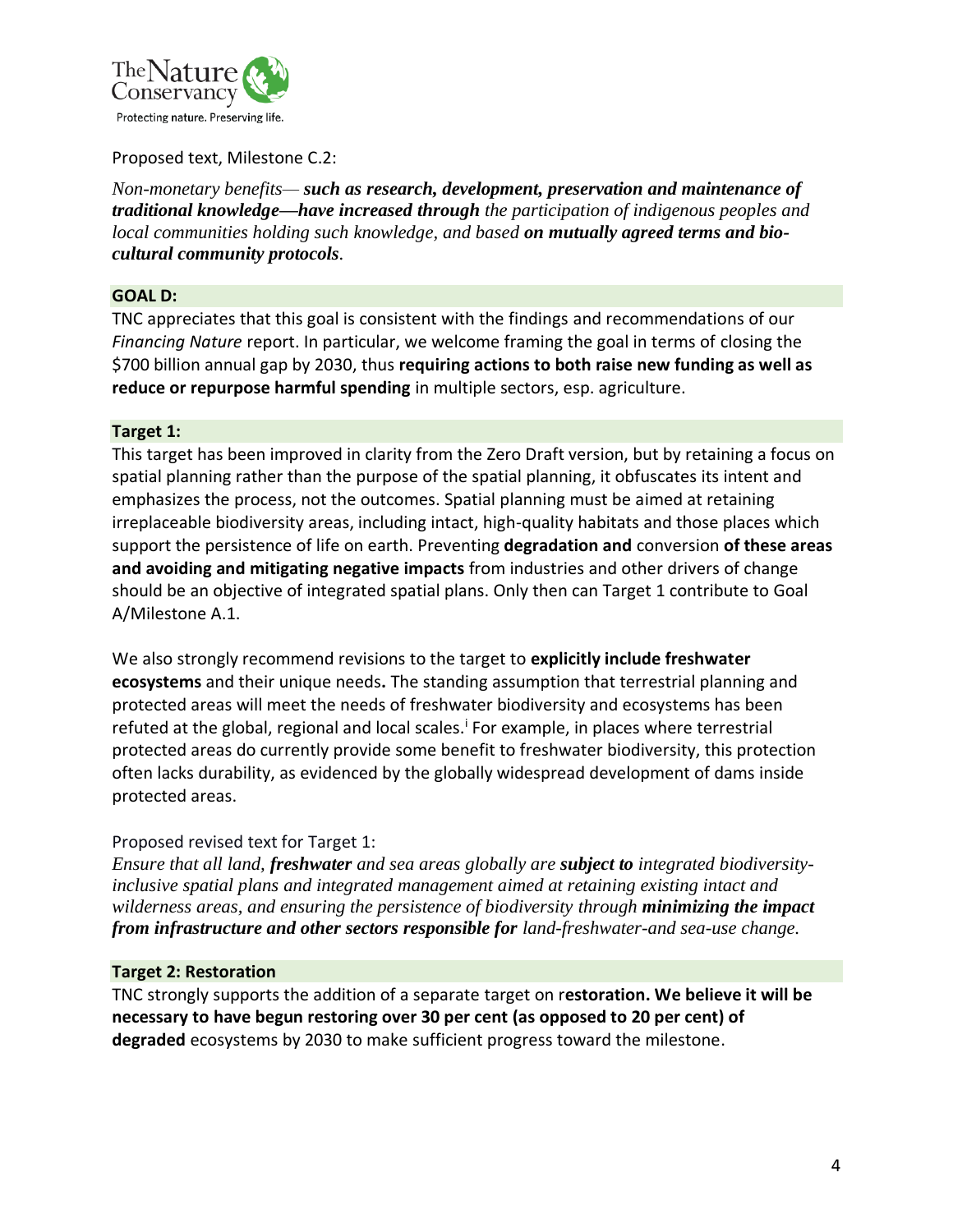Proposed text, Milestone C.2:

*Non-monetary benefits—* ***such as research, development, preservation and maintenance of traditional knowledge—have increased through*** *the participation of indigenous peoples and local communities holding such knowledge, and based* ***on mutually agreed terms and bio-cultural community protocols****.*

## GOAL D:

TNC appreciates that this goal is consistent with the findings and recommendations of our *Financing Nature* report. In particular, we welcome framing the goal in terms of closing the $700 billion annual gap by 2030, thus **requiring actions to both raise new funding as well as reduce or repurpose harmful spending** in multiple sectors, esp. agriculture.

## Target 1:

This target has been improved in clarity from the Zero Draft version, but by retaining a focus on spatial planning rather than the purpose of the spatial planning, it obfuscates its intent and emphasizes the process, not the outcomes. Spatial planning must be aimed at retaining irreplaceable biodiversity areas, including intact, high-quality habitats and those places which support the persistence of life on earth. Preventing **degradation and** conversion **of these areas and avoiding and mitigating negative impacts** from industries and other drivers of change should be an objective of integrated spatial plans. Only then can Target 1 contribute to Goal A/Milestone A.1.

We also strongly recommend revisions to the target to **explicitly include freshwater ecosystems** and their unique needs**.** The standing assumption that terrestrial planning and protected areas will meet the needs of freshwater biodiversity and ecosystems has been refuted at the global, regional and local scales.[i] For example, in places where terrestrial protected areas do currently provide some benefit to freshwater biodiversity, this protection often lacks durability, as evidenced by the globally widespread development of dams inside protected areas.

Proposed revised text for Target 1:

*Ensure that all land,* ***freshwater*** *and sea areas globally are* ***subject to*** *integrated biodiversity-inclusive spatial plans and integrated management aimed at retaining existing intact and wilderness areas, and ensuring the persistence of biodiversity through* ***minimizing the impact from infrastructure and other sectors responsible for*** *land-freshwater-and sea-use change.*

## Target 2: Restoration

TNC strongly supports the addition of a separate target on r**estoration. We believe it will be necessary to have begun restoring over 30 per cent (as opposed to 20 per cent) of degraded** ecosystems by 2030 to make sufficient progress toward the milestone.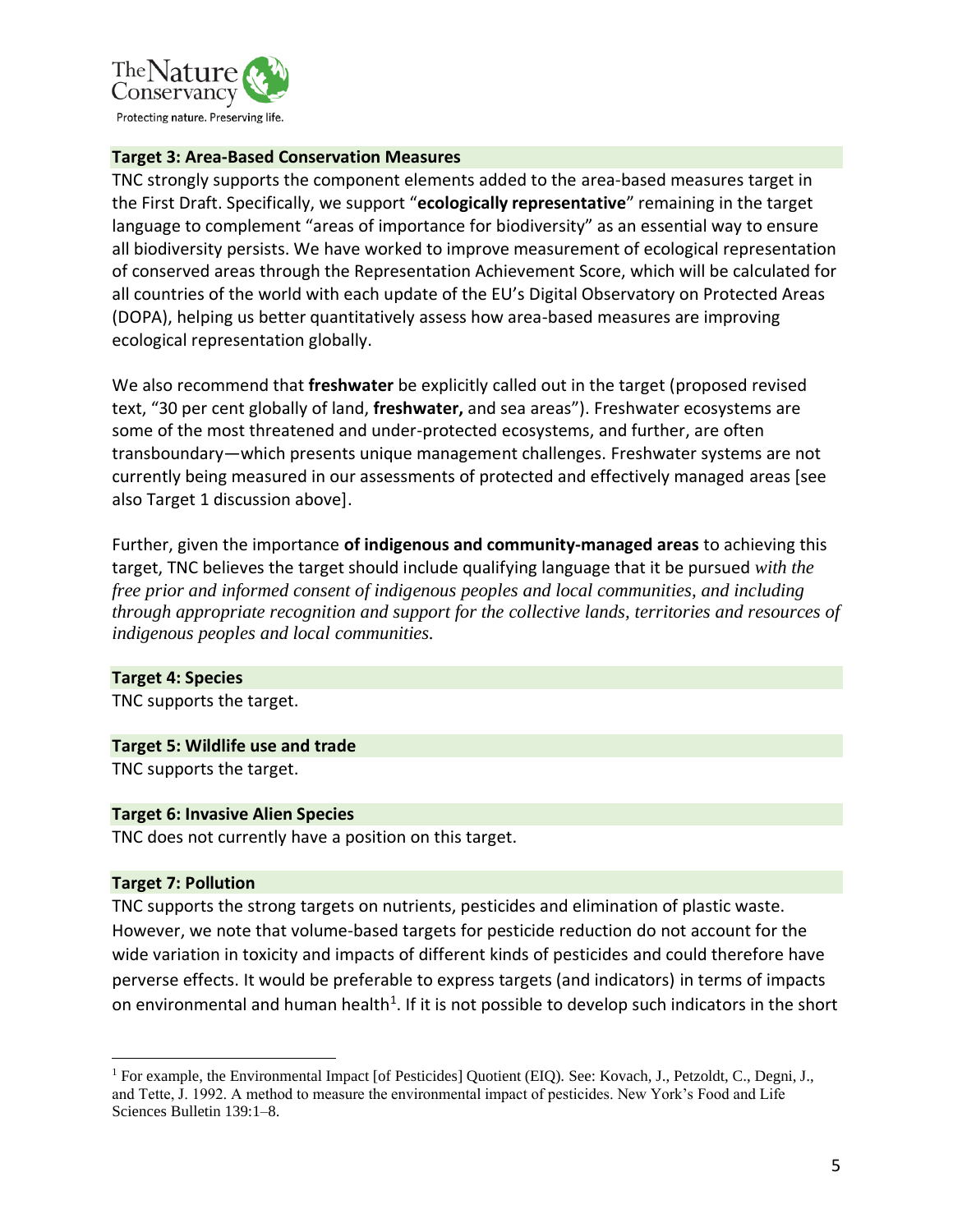**Target 3: Area-Based Conservation Measures**

TNC strongly supports the component elements added to the area-based measures target in the First Draft. Specifically, we support "**ecologically representative**" remaining in the target language to complement "areas of importance for biodiversity" as an essential way to ensure all biodiversity persists. We have worked to improve measurement of ecological representation of conserved areas through the Representation Achievement Score, which will be calculated for all countries of the world with each update of the EU's Digital Observatory on Protected Areas (DOPA), helping us better quantitatively assess how area-based measures are improving ecological representation globally.

We also recommend that **freshwater** be explicitly called out in the target (proposed revised text, "30 per cent globally of land, **freshwater,** and sea areas"). Freshwater ecosystems are some of the most threatened and under-protected ecosystems, and further, are often transboundary—which presents unique management challenges. Freshwater systems are not currently being measured in our assessments of protected and effectively managed areas [see also Target 1 discussion above].

Further, given the importance **of indigenous and community-managed areas** to achieving this target, TNC believes the target should include qualifying language that it be pursued *with the free prior and informed consent of indigenous peoples and local communities, and including through appropriate recognition and support for the collective lands, territories and resources of indigenous peoples and local communities.*

**Target 4: Species**

TNC supports the target.

**Target 5: Wildlife use and trade**

TNC supports the target.

**Target 6: Invasive Alien Species**

TNC does not currently have a position on this target.

**Target 7: Pollution**

TNC supports the strong targets on nutrients, pesticides and elimination of plastic waste. However, we note that volume-based targets for pesticide reduction do not account for the wide variation in toxicity and impacts of different kinds of pesticides and could therefore have perverse effects. It would be preferable to express targets (and indicators) in terms of impacts on environmental and human health[1]. If it is not possible to develop such indicators in the short

[1] For example, the Environmental Impact [of Pesticides] Quotient (EIQ). See: Kovach, J., Petzoldt, C., Degni, J., and Tette, J. 1992. A method to measure the environmental impact of pesticides. New York's Food and Life Sciences Bulletin 139:1–8.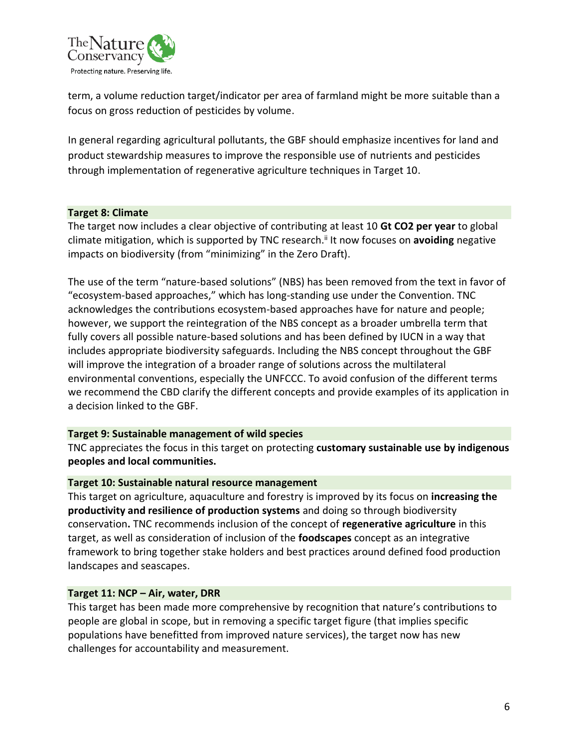term, a volume reduction target/indicator per area of farmland might be more suitable than a focus on gross reduction of pesticides by volume.

In general regarding agricultural pollutants, the GBF should emphasize incentives for land and product stewardship measures to improve the responsible use of nutrients and pesticides through implementation of regenerative agriculture techniques in Target 10.

### Target 8: Climate

The target now includes a clear objective of contributing at least 10 **Gt CO2 per year** to global climate mitigation, which is supported by TNC research.[ii] It now focuses on **avoiding** negative impacts on biodiversity (from "minimizing" in the Zero Draft).

The use of the term "nature-based solutions" (NBS) has been removed from the text in favor of "ecosystem-based approaches," which has long-standing use under the Convention. TNC acknowledges the contributions ecosystem-based approaches have for nature and people; however, we support the reintegration of the NBS concept as a broader umbrella term that fully covers all possible nature-based solutions and has been defined by IUCN in a way that includes appropriate biodiversity safeguards. Including the NBS concept throughout the GBF will improve the integration of a broader range of solutions across the multilateral environmental conventions, especially the UNFCCC. To avoid confusion of the different terms we recommend the CBD clarify the different concepts and provide examples of its application in a decision linked to the GBF.

### Target 9: Sustainable management of wild species

TNC appreciates the focus in this target on protecting **customary sustainable use by indigenous peoples and local communities.**

### Target 10: Sustainable natural resource management

This target on agriculture, aquaculture and forestry is improved by its focus on **increasing the productivity and resilience of production systems** and doing so through biodiversity conservation**.** TNC recommends inclusion of the concept of **regenerative agriculture** in this target, as well as consideration of inclusion of the **foodscapes** concept as an integrative framework to bring together stake holders and best practices around defined food production landscapes and seascapes.

### Target 11: NCP – Air, water, DRR

This target has been made more comprehensive by recognition that nature's contributions to people are global in scope, but in removing a specific target figure (that implies specific populations have benefitted from improved nature services), the target now has new challenges for accountability and measurement.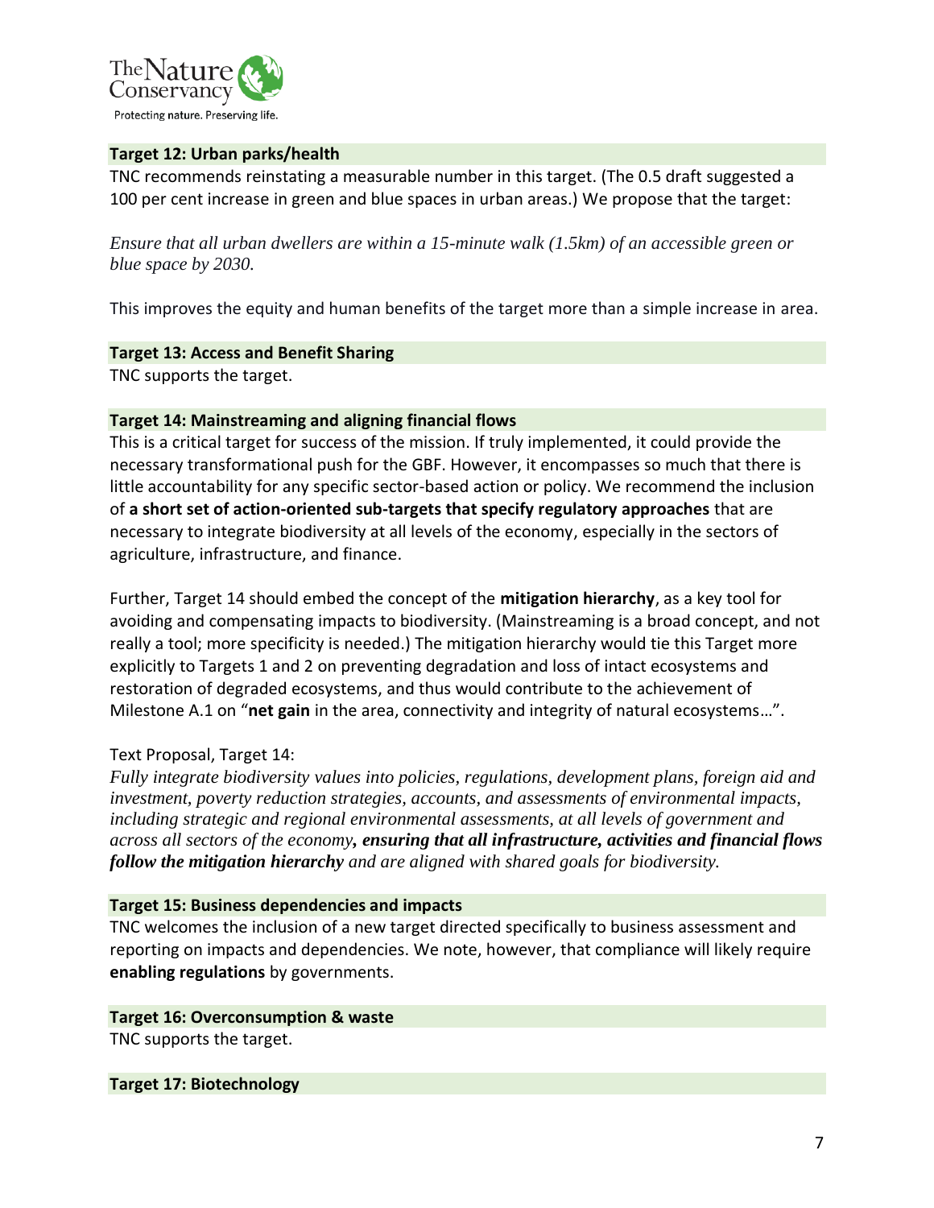### Target 12: Urban parks/health

TNC recommends reinstating a measurable number in this target. (The 0.5 draft suggested a 100 per cent increase in green and blue spaces in urban areas.) We propose that the target:

*Ensure that all urban dwellers are within a 15-minute walk (1.5km) of an accessible green or blue space by 2030.*

This improves the equity and human benefits of the target more than a simple increase in area.

### Target 13: Access and Benefit Sharing

TNC supports the target.

### Target 14: Mainstreaming and aligning financial flows

This is a critical target for success of the mission. If truly implemented, it could provide the necessary transformational push for the GBF. However, it encompasses so much that there is little accountability for any specific sector-based action or policy. We recommend the inclusion of **a short set of action-oriented sub-targets that specify regulatory approaches** that are necessary to integrate biodiversity at all levels of the economy, especially in the sectors of agriculture, infrastructure, and finance.

Further, Target 14 should embed the concept of the **mitigation hierarchy**, as a key tool for avoiding and compensating impacts to biodiversity. (Mainstreaming is a broad concept, and not really a tool; more specificity is needed.) The mitigation hierarchy would tie this Target more explicitly to Targets 1 and 2 on preventing degradation and loss of intact ecosystems and restoration of degraded ecosystems, and thus would contribute to the achievement of Milestone A.1 on "**net gain** in the area, connectivity and integrity of natural ecosystems…".

Text Proposal, Target 14:

*Fully integrate biodiversity values into policies, regulations, development plans, foreign aid and investment, poverty reduction strategies, accounts, and assessments of environmental impacts, including strategic and regional environmental assessments, at all levels of government and across all sectors of the economy****, ensuring that all infrastructure, activities and financial flows follow the mitigation hierarchy*** *and are aligned with shared goals for biodiversity.*

### Target 15: Business dependencies and impacts

TNC welcomes the inclusion of a new target directed specifically to business assessment and reporting on impacts and dependencies. We note, however, that compliance will likely require **enabling regulations** by governments.

### Target 16: Overconsumption & waste

TNC supports the target.

### Target 17: Biotechnology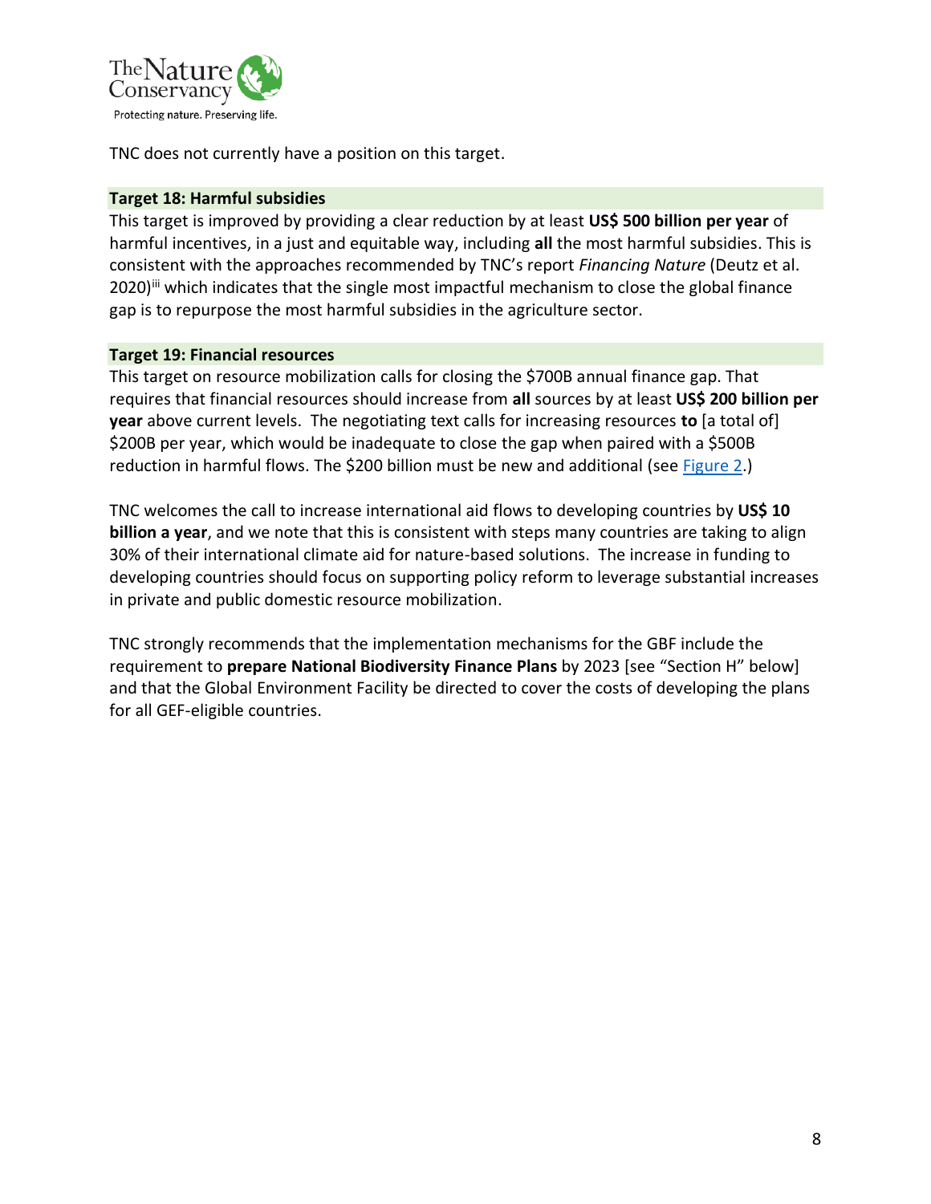TNC does not currently have a position on this target.

### Target 18: Harmful subsidies

This target is improved by providing a clear reduction by at least **US$ 500 billion per year** of harmful incentives, in a just and equitable way, including **all** the most harmful subsidies. This is consistent with the approaches recommended by TNC's report *Financing Nature* (Deutz et al. 2020)[iii] which indicates that the single most impactful mechanism to close the global finance gap is to repurpose the most harmful subsidies in the agriculture sector.

### Target 19: Financial resources

This target on resource mobilization calls for closing the $700B annual finance gap. That requires that financial resources should increase from **all** sources by at least **US$ 200 billion per year** above current levels. The negotiating text calls for increasing resources **to** [a total of] $200B per year, which would be inadequate to close the gap when paired with a $500B reduction in harmful flows. The $200 billion must be new and additional (see Figure 2.)

TNC welcomes the call to increase international aid flows to developing countries by **US$ 10 billion a year**, and we note that this is consistent with steps many countries are taking to align 30% of their international climate aid for nature-based solutions. The increase in funding to developing countries should focus on supporting policy reform to leverage substantial increases in private and public domestic resource mobilization.

TNC strongly recommends that the implementation mechanisms for the GBF include the requirement to **prepare National Biodiversity Finance Plans** by 2023 [see "Section H" below] and that the Global Environment Facility be directed to cover the costs of developing the plans for all GEF-eligible countries.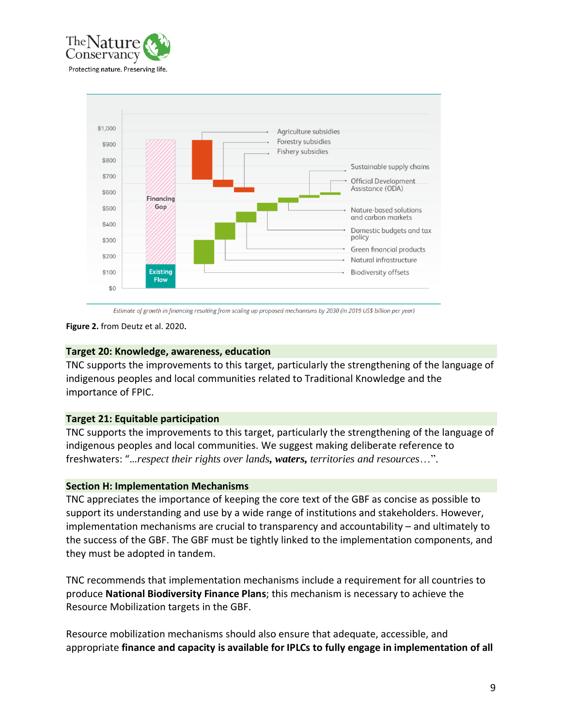Estimate of growth in financing resulting from scaling up proposed mechanisms by 2030 (in 2019 US$ billion per year)

**Figure 2.** from Deutz et al. 2020.

**Target 20: Knowledge, awareness, education**

TNC supports the improvements to this target, particularly the strengthening of the language of indigenous peoples and local communities related to Traditional Knowledge and the importance of FPIC.

**Target 21: Equitable participation**

TNC supports the improvements to this target, particularly the strengthening of the language of indigenous peoples and local communities. We suggest making deliberate reference to freshwaters: "*…respect their rights over lands, **waters,** territories and resources*…".

**Section H: Implementation Mechanisms**

TNC appreciates the importance of keeping the core text of the GBF as concise as possible to support its understanding and use by a wide range of institutions and stakeholders. However, implementation mechanisms are crucial to transparency and accountability – and ultimately to the success of the GBF. The GBF must be tightly linked to the implementation components, and they must be adopted in tandem.

TNC recommends that implementation mechanisms include a requirement for all countries to produce **National Biodiversity Finance Plans**; this mechanism is necessary to achieve the Resource Mobilization targets in the GBF.

Resource mobilization mechanisms should also ensure that adequate, accessible, and appropriate **finance and capacity is available for IPLCs to fully engage in implementation of all**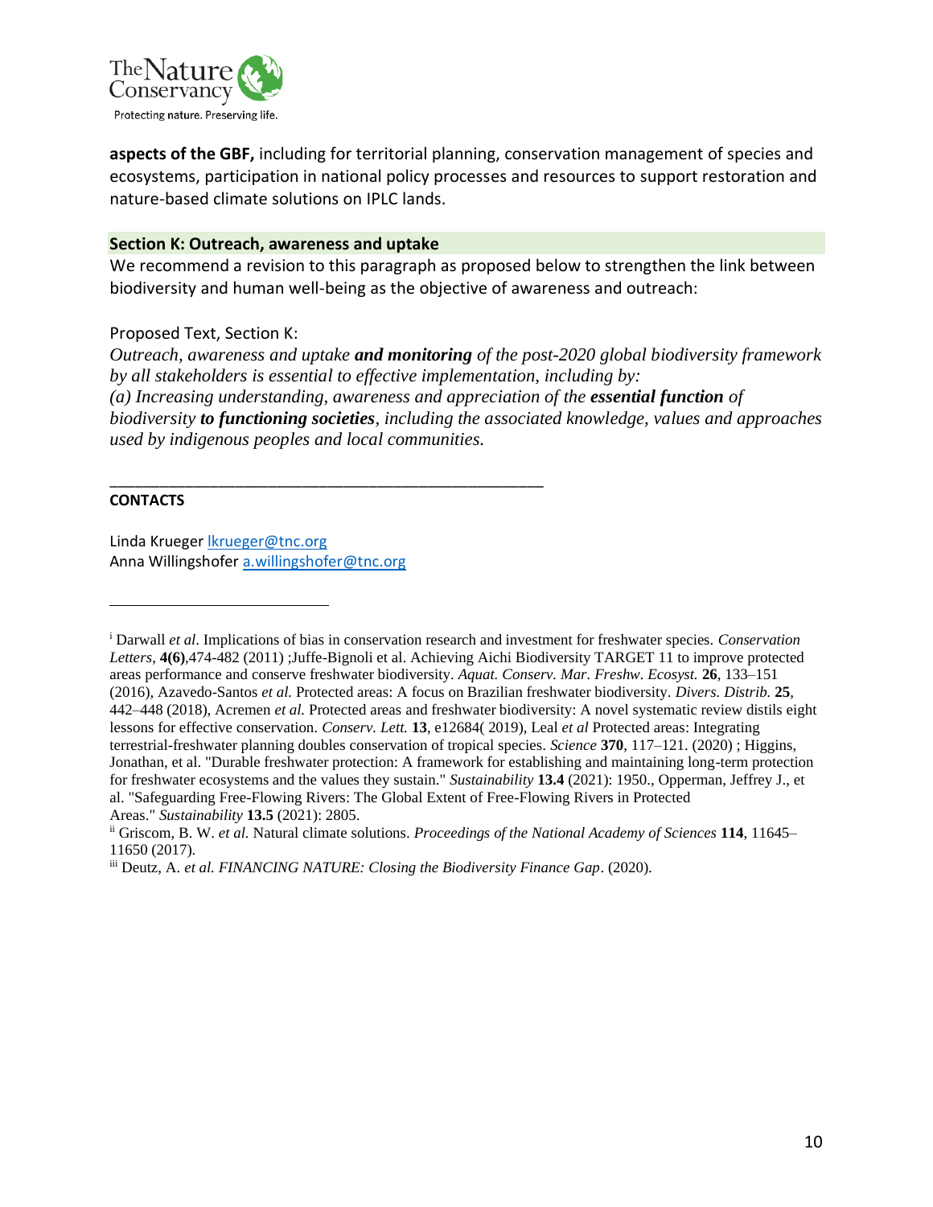**aspects of the GBF,** including for territorial planning, conservation management of species and ecosystems, participation in national policy processes and resources to support restoration and nature-based climate solutions on IPLC lands.

## Section K: Outreach, awareness and uptake

We recommend a revision to this paragraph as proposed below to strengthen the link between biodiversity and human well-being as the objective of awareness and outreach:

Proposed Text, Section K:

*Outreach, awareness and uptake* ***and monitoring*** *of the post-2020 global biodiversity framework by all stakeholders is essential to effective implementation, including by:*
*(a) Increasing understanding, awareness and appreciation of the* ***essential function*** *of biodiversity* ***to functioning societies****, including the associated knowledge, values and approaches used by indigenous peoples and local communities.*

---

**CONTACTS**

Linda Krueger lkrueger@tnc.org
Anna Willingshofer a.willingshofer@tnc.org

---

[i] Darwall *et al*. Implications of bias in conservation research and investment for freshwater species. *Conservation Letters*, **4(6)**,474-482 (2011) ;Juffe-Bignoli et al. Achieving Aichi Biodiversity TARGET 11 to improve protected areas performance and conserve freshwater biodiversity. *Aquat. Conserv. Mar. Freshw. Ecosyst.* **26**, 133–151 (2016), Azavedo-Santos *et al.* Protected areas: A focus on Brazilian freshwater biodiversity. *Divers. Distrib.* **25**, 442–448 (2018), Acremen *et al.* Protected areas and freshwater biodiversity: A novel systematic review distils eight lessons for effective conservation. *Conserv. Lett.* **13**, e12684( 2019), Leal *et al* Protected areas: Integrating terrestrial-freshwater planning doubles conservation of tropical species. *Science* **370**, 117–121. (2020) ; Higgins, Jonathan, et al. "Durable freshwater protection: A framework for establishing and maintaining long-term protection for freshwater ecosystems and the values they sustain." *Sustainability* **13.4** (2021): 1950., Opperman, Jeffrey J., et al. "Safeguarding Free-Flowing Rivers: The Global Extent of Free-Flowing Rivers in Protected Areas." *Sustainability* **13.5** (2021): 2805.

[ii] Griscom, B. W. *et al.* Natural climate solutions. *Proceedings of the National Academy of Sciences* **114**, 11645–11650 (2017).

[iii] Deutz, A. *et al. FINANCING NATURE: Closing the Biodiversity Finance Gap*. (2020).